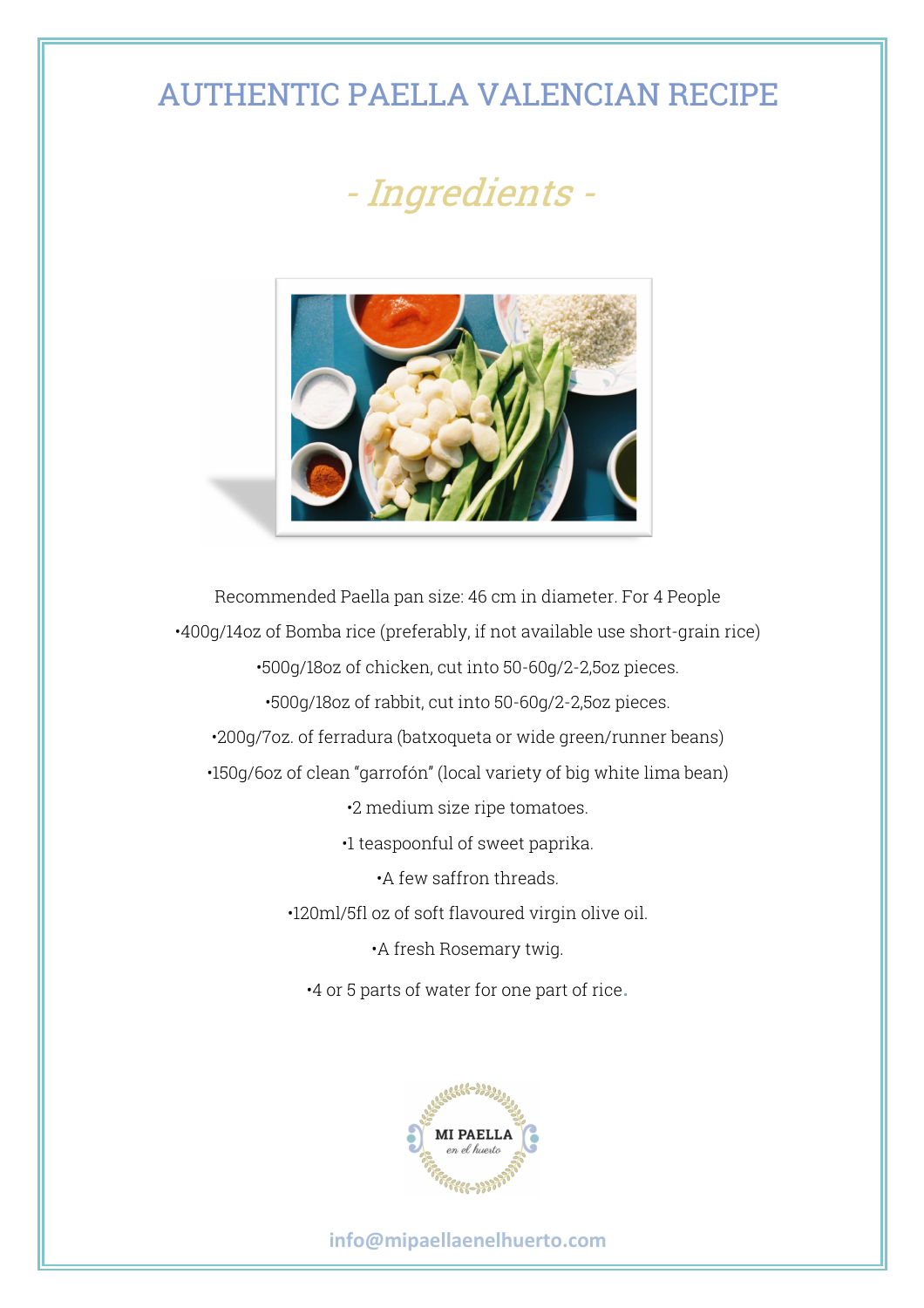# AUTHENTIC PAELLA VALENCIAN RECIPE

## *- Ingredients -*

Recommended Paella pan size: 46 cm in diameter. For 4 People

- 400g/14oz of Bomba rice (preferably, if not available use short-grain rice)
- 500g/18oz of chicken, cut into 50-60g/2-2,5oz pieces.
- 500g/18oz of rabbit, cut into 50-60g/2-2,5oz pieces.
- 200g/7oz. of ferradura (batxoqueta or wide green/runner beans)
- 150g/6oz of clean "garrofón" (local variety of big white lima bean)
- 2 medium size ripe tomatoes.
- 1 teaspoonful of sweet paprika.
- A few saffron threads.
- 120ml/5fl oz of soft flavoured virgin olive oil.
- A fresh Rosemary twig.
- 4 or 5 parts of water for one part of rice.

MI PAELLA en el huerto

info@mipaellaenelhuerto.com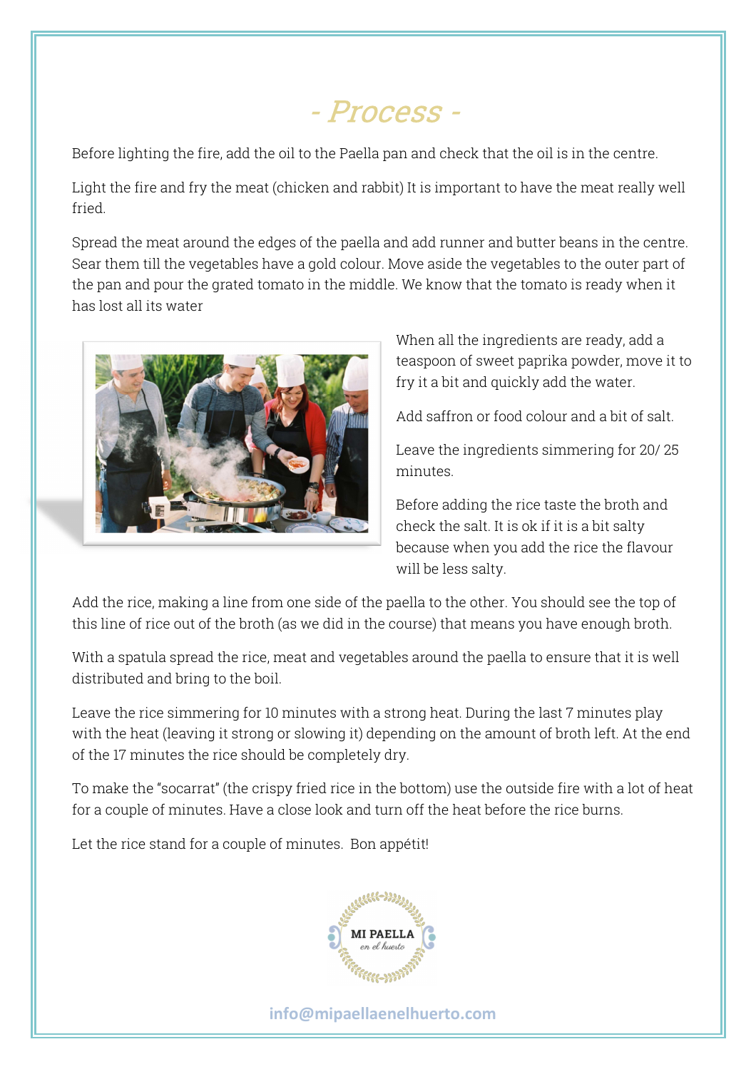# - Process -

Before lighting the fire, add the oil to the Paella pan and check that the oil is in the centre.

Light the fire and fry the meat (chicken and rabbit) It is important to have the meat really well fried.

Spread the meat around the edges of the paella and add runner and butter beans in the centre. Sear them till the vegetables have a gold colour. Move aside the vegetables to the outer part of the pan and pour the grated tomato in the middle. We know that the tomato is ready when it has lost all its water

When all the ingredients are ready, add a teaspoon of sweet paprika powder, move it to fry it a bit and quickly add the water.

Add saffron or food colour and a bit of salt.

Leave the ingredients simmering for 20/ 25 minutes.

Before adding the rice taste the broth and check the salt. It is ok if it is a bit salty because when you add the rice the flavour will be less salty.

Add the rice, making a line from one side of the paella to the other. You should see the top of this line of rice out of the broth (as we did in the course) that means you have enough broth.

With a spatula spread the rice, meat and vegetables around the paella to ensure that it is well distributed and bring to the boil.

Leave the rice simmering for 10 minutes with a strong heat. During the last 7 minutes play with the heat (leaving it strong or slowing it) depending on the amount of broth left. At the end of the 17 minutes the rice should be completely dry.

To make the "socarrat" (the crispy fried rice in the bottom) use the outside fire with a lot of heat for a couple of minutes. Have a close look and turn off the heat before the rice burns.

Let the rice stand for a couple of minutes. Bon appétit!

MI PAELLA
*en el huerto*

info@mipaellaenelhuerto.com